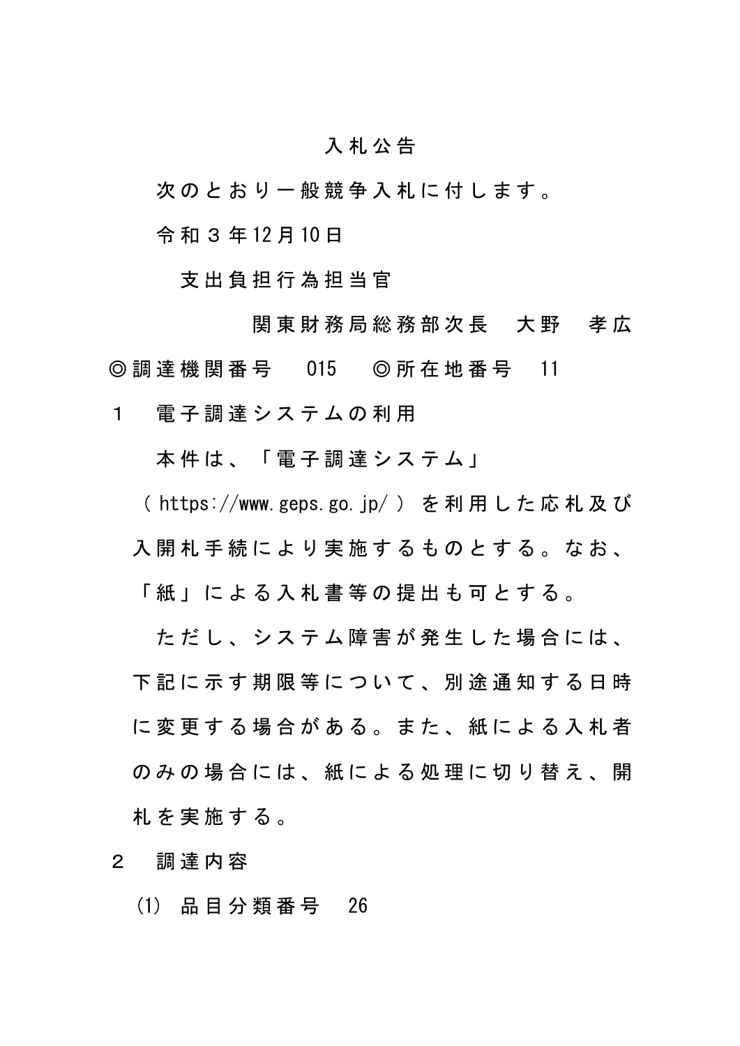# 入札公告

次のとおり一般競争入札に付します。

令和３年12月10日

支出負担行為担当官

関東財務局総務部次長　大野　孝広

◎調達機関番号　015　◎所在地番号　11

## １　電子調達システムの利用

本件は、「電子調達システム」（https://www.geps.go.jp/）を利用した応札及び入開札手続により実施するものとする。なお、「紙」による入札書等の提出も可とする。

ただし、システム障害が発生した場合には、下記に示す期限等について、別途通知する日時に変更する場合がある。また、紙による入札者のみの場合には、紙による処理に切り替え、開札を実施する。

## ２　調達内容

(1) 品目分類番号　26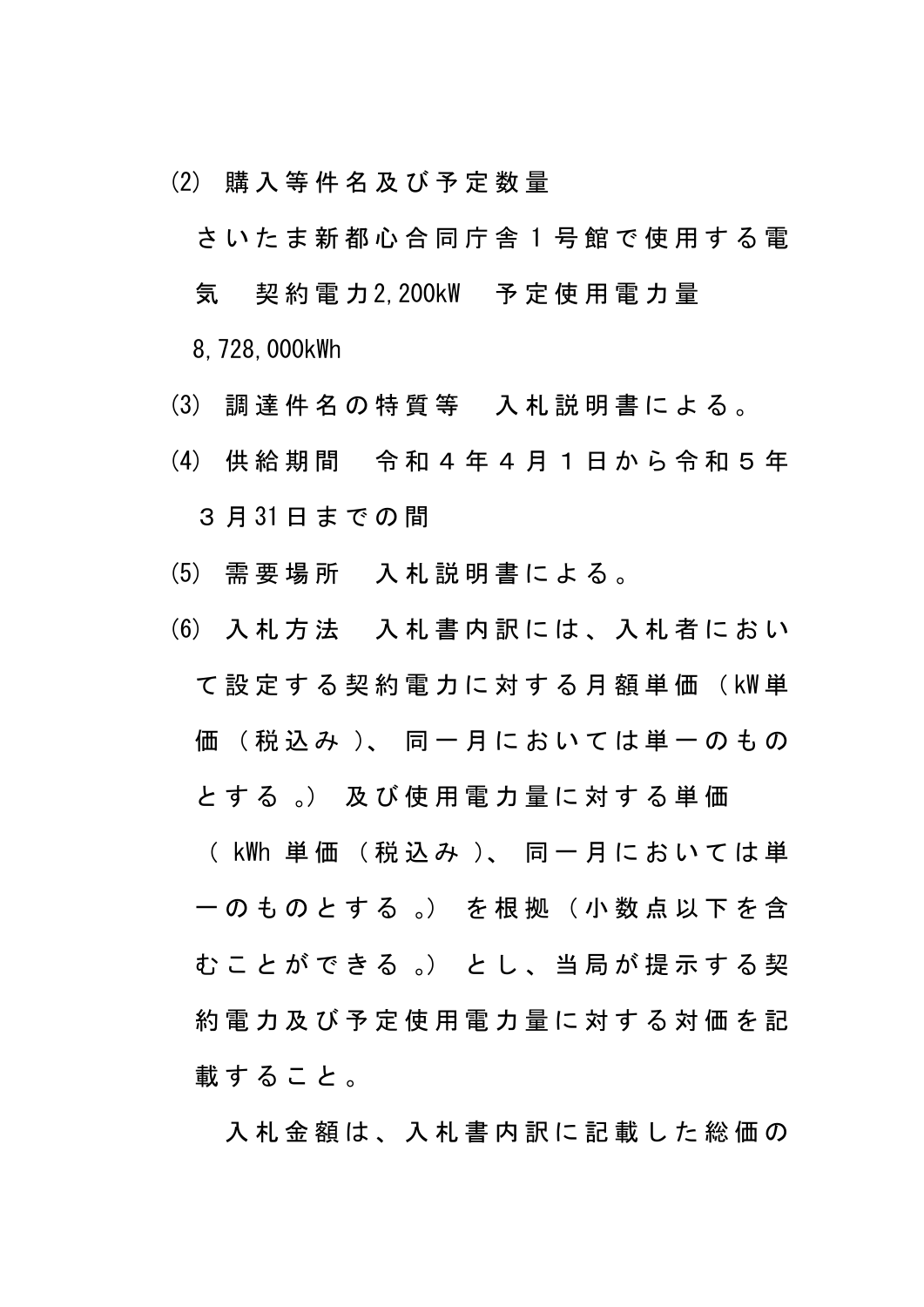⑵ 購入等件名及び予定数量

さいたま新都心合同庁舎１号館で使用する電気　契約電力2,200kW　予定使用電力量8,728,000kWh

⑶ 調達件名の特質等　入札説明書による。

⑷ 供給期間　令和４年４月１日から令和５年３月31日までの間

⑸ 需要場所　入札説明書による。

⑹ 入札方法　入札書内訳には、入札者において設定する契約電力に対する月額単価（kW単価（税込み）、同一月においては単一のものとする。）及び使用電力量に対する単価（kWh単価（税込み）、同一月においては単一のものとする。）を根拠（小数点以下を含むことができる。）とし、当局が提示する契約電力及び予定使用電力量に対する対価を記載すること。

入札金額は、入札書内訳に記載した総価の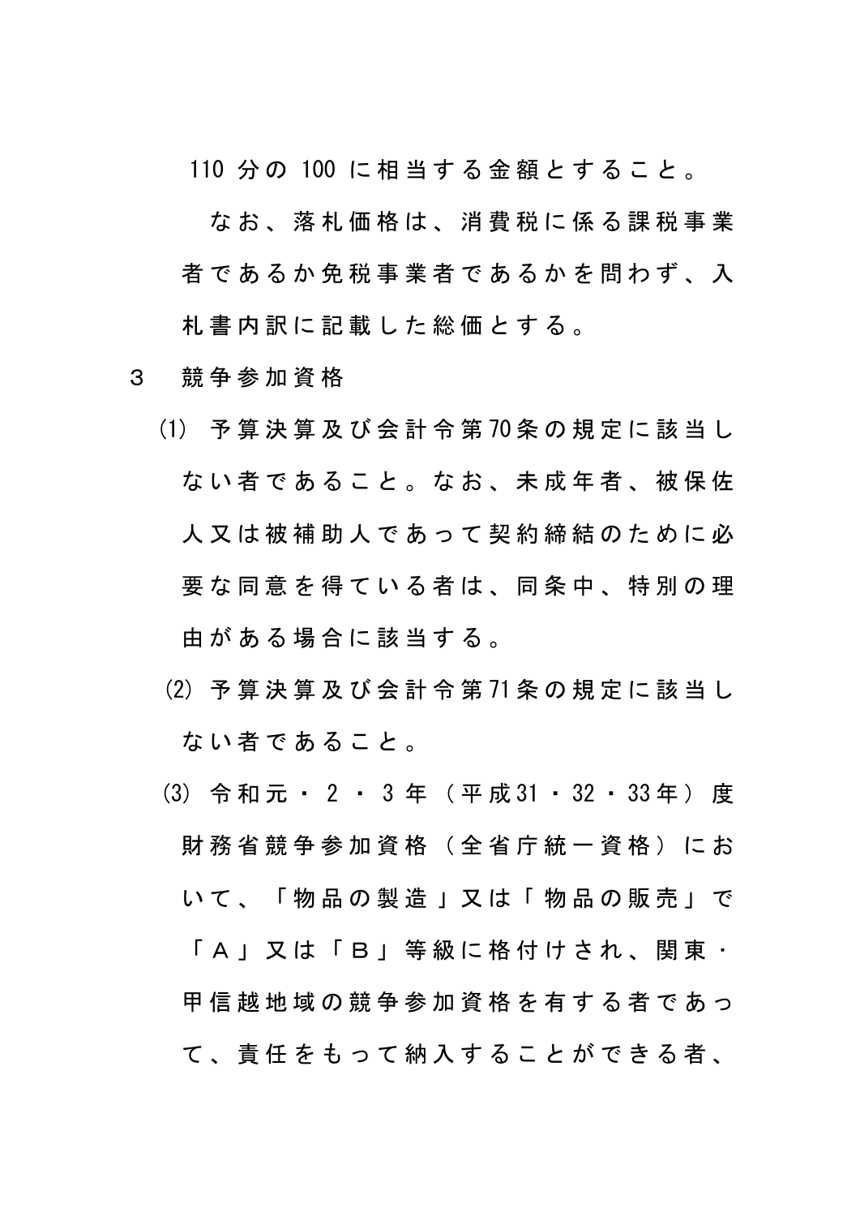110 分の 100 に相当する金額とすること。

なお、落札価格は、消費税に係る課税事業者であるか免税事業者であるかを問わず、入札書内訳に記載した総価とする。

３　競争参加資格

(1) 予算決算及び会計令第70条の規定に該当しない者であること。なお、未成年者、被保佐人又は被補助人であって契約締結のために必要な同意を得ている者は、同条中、特別の理由がある場合に該当する。

(2) 予算決算及び会計令第71条の規定に該当しない者であること。

(3) 令和元・2・3年（平成31・32・33年）度財務省競争参加資格（全省庁統一資格）において、「物品の製造」又は「物品の販売」で「Ａ」又は「Ｂ」等級に格付けされ、関東・甲信越地域の競争参加資格を有する者であって、責任をもって納入することができる者、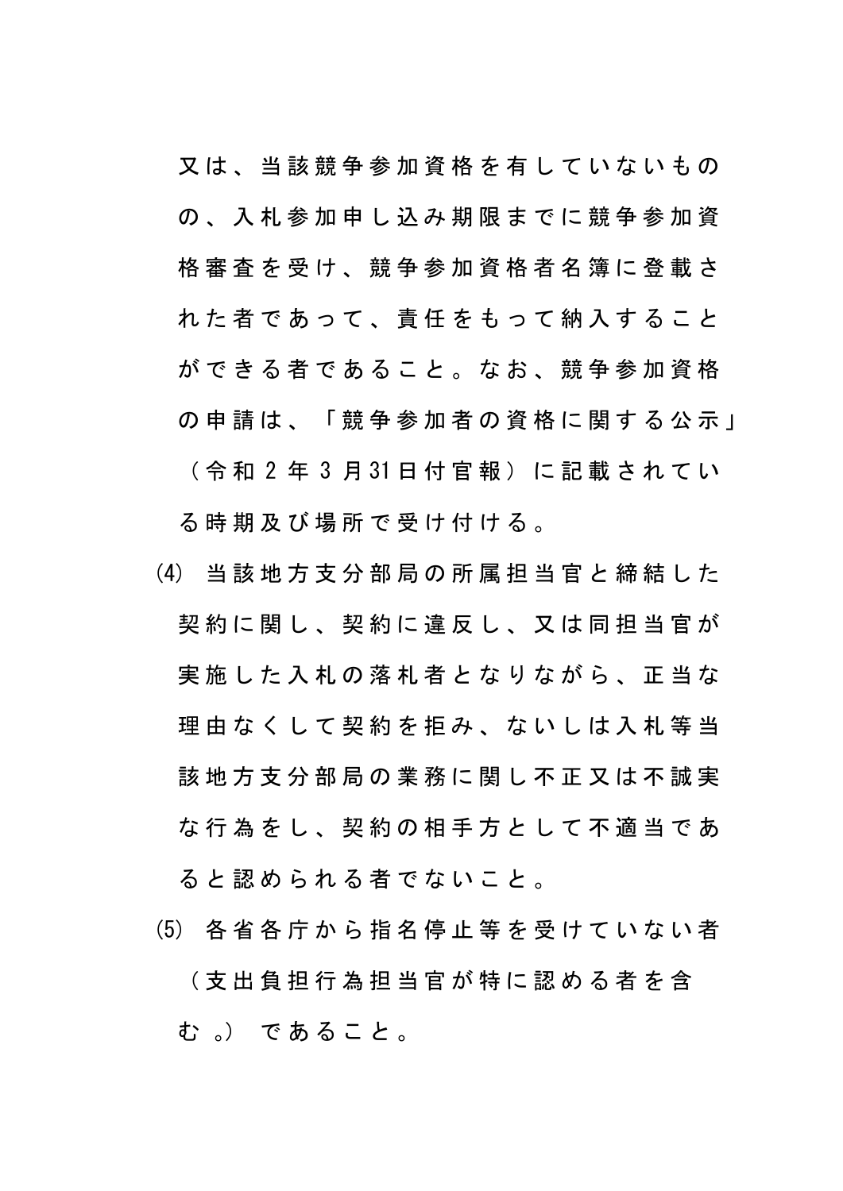又は、当該競争参加資格を有していないものの、入札参加申し込み期限までに競争参加資格審査を受け、競争参加資格者名簿に登載された者であって、責任をもって納入することができる者であること。なお、競争参加資格の申請は、「競争参加者の資格に関する公示」（令和2年3月31日付官報）に記載されている時期及び場所で受け付ける。

(4) 当該地方支分部局の所属担当官と締結した契約に関し、契約に違反し、又は同担当官が実施した入札の落札者となりながら、正当な理由なくして契約を拒み、ないしは入札等当該地方支分部局の業務に関し不正又は不誠実な行為をし、契約の相手方として不適当であると認められる者でないこと。

(5) 各省各庁から指名停止等を受けていない者（支出負担行為担当官が特に認める者を含む。）であること。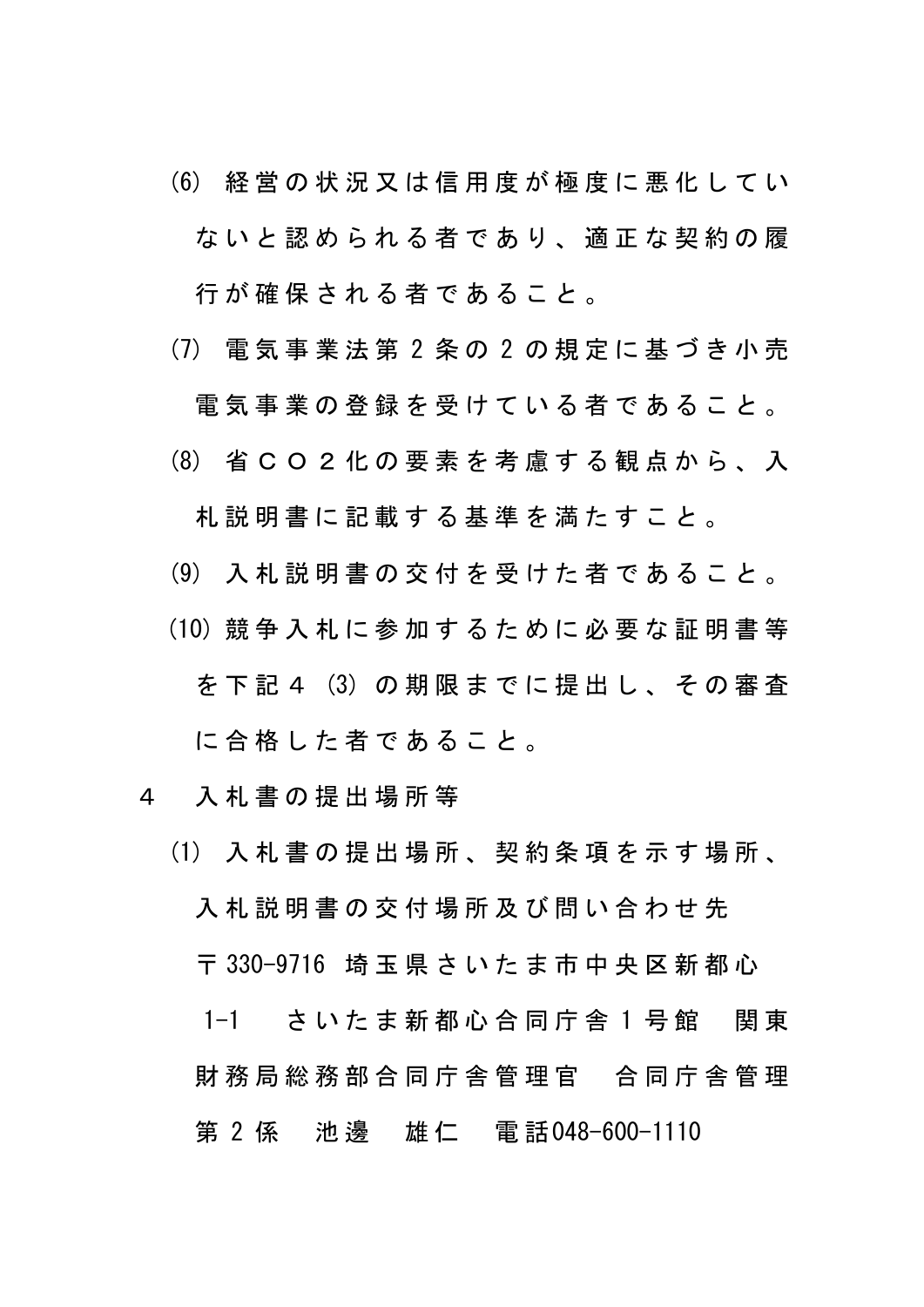(6) 経営の状況又は信用度が極度に悪化していないと認められる者であり、適正な契約の履行が確保される者であること。

(7) 電気事業法第2条の2の規定に基づき小売電気事業の登録を受けている者であること。

(8) 省ＣＯ２化の要素を考慮する観点から、入札説明書に記載する基準を満たすこと。

(9) 入札説明書の交付を受けた者であること。

(10) 競争入札に参加するために必要な証明書等を下記４ (3) の期限までに提出し、その審査に合格した者であること。

４　入札書の提出場所等

(1) 入札書の提出場所、契約条項を示す場所、入札説明書の交付場所及び問い合わせ先
〒330-9716 埼玉県さいたま市中央区新都心1-1　さいたま新都心合同庁舎１号館　関東財務局総務部合同庁舎管理官　合同庁舎管理第２係　池邊　雄仁　電話048-600-1110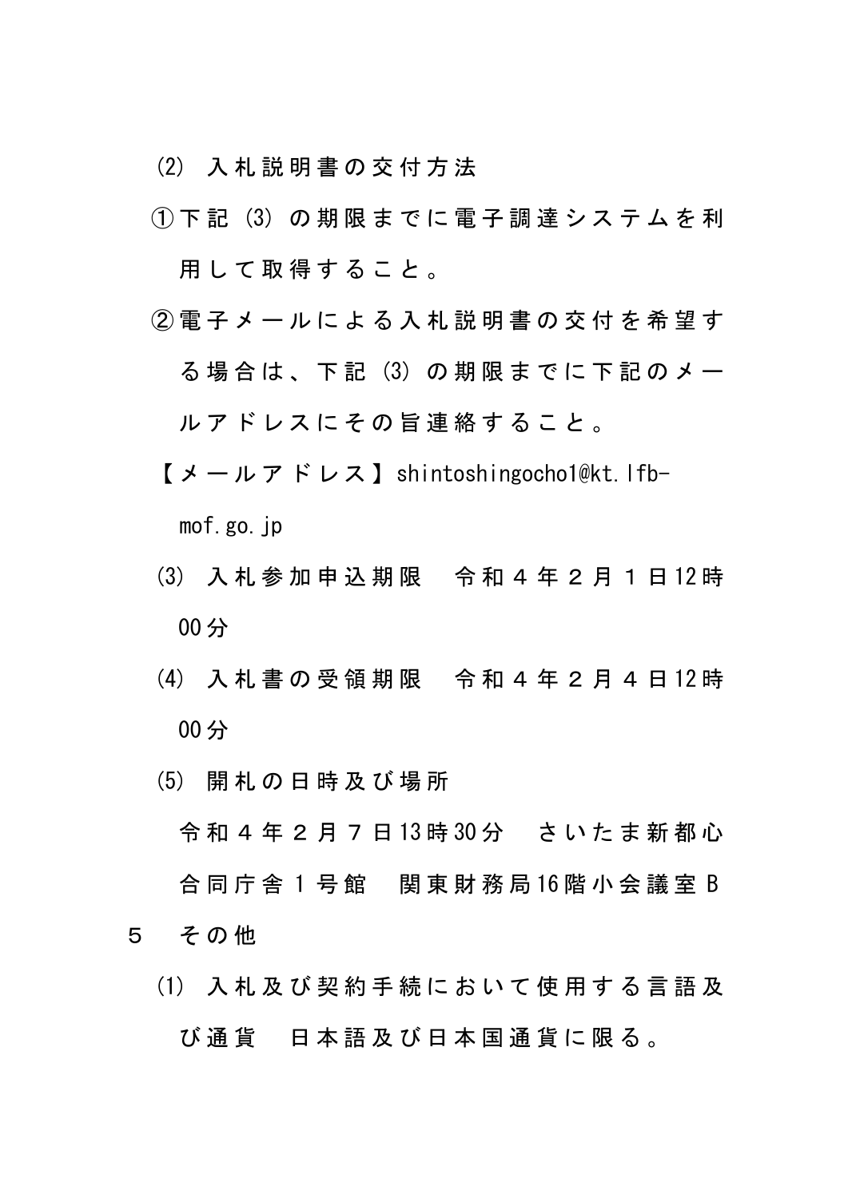⑵　入札説明書の交付方法

①下記⑶の期限までに電子調達システムを利用して取得すること。

②電子メールによる入札説明書の交付を希望する場合は、下記⑶の期限までに下記のメールアドレスにその旨連絡すること。

【メールアドレス】shintoshingocho1@kt.lfb-mof.go.jp

⑶　入札参加申込期限　令和４年２月１日12時00分

⑷　入札書の受領期限　令和４年２月４日12時00分

⑸　開札の日時及び場所

令和４年２月７日13時30分　さいたま新都心合同庁舎１号館　関東財務局16階小会議室Ｂ

５　その他

⑴　入札及び契約手続において使用する言語及び通貨　日本語及び日本国通貨に限る。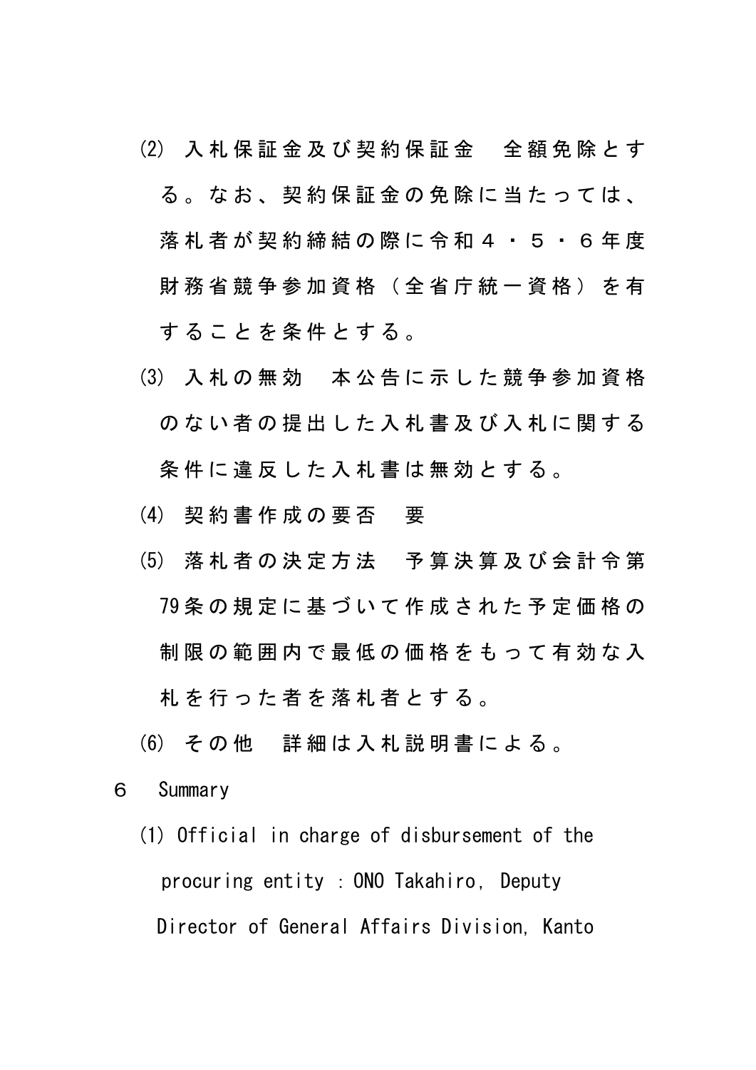(2) 入札保証金及び契約保証金　全額免除とする。なお、契約保証金の免除に当たっては、落札者が契約締結の際に令和４・５・６年度財務省競争参加資格（全省庁統一資格）を有することを条件とする。

(3) 入札の無効　本公告に示した競争参加資格のない者の提出した入札書及び入札に関する条件に違反した入札書は無効とする。

(4) 契約書作成の要否　要

(5) 落札者の決定方法　予算決算及び会計令第79条の規定に基づいて作成された予定価格の制限の範囲内で最低の価格をもって有効な入札を行った者を落札者とする。

(6) その他　詳細は入札説明書による。

６　Summary

(1) Official in charge of disbursement of the procuring entity : ONO Takahiro, Deputy Director of General Affairs Division, Kanto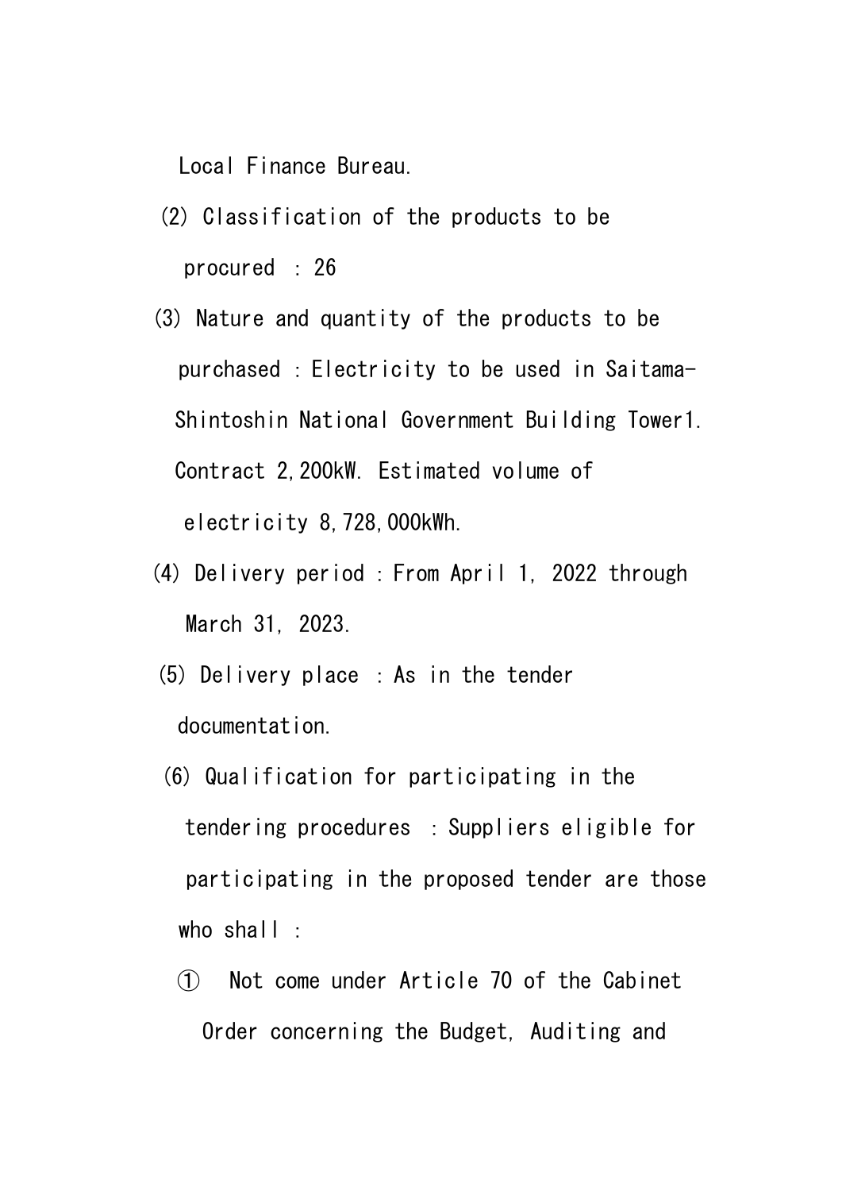Local Finance Bureau.

(2) Classification of the products to be procured : 26

(3) Nature and quantity of the products to be purchased : Electricity to be used in Saitama-Shintoshin National Government Building Tower1. Contract 2,200kW. Estimated volume of electricity 8,728,000kWh.

(4) Delivery period : From April 1, 2022 through March 31, 2023.

(5) Delivery place : As in the tender documentation.

(6) Qualification for participating in the tendering procedures : Suppliers eligible for participating in the proposed tender are those who shall :

① Not come under Article 70 of the Cabinet Order concerning the Budget, Auditing and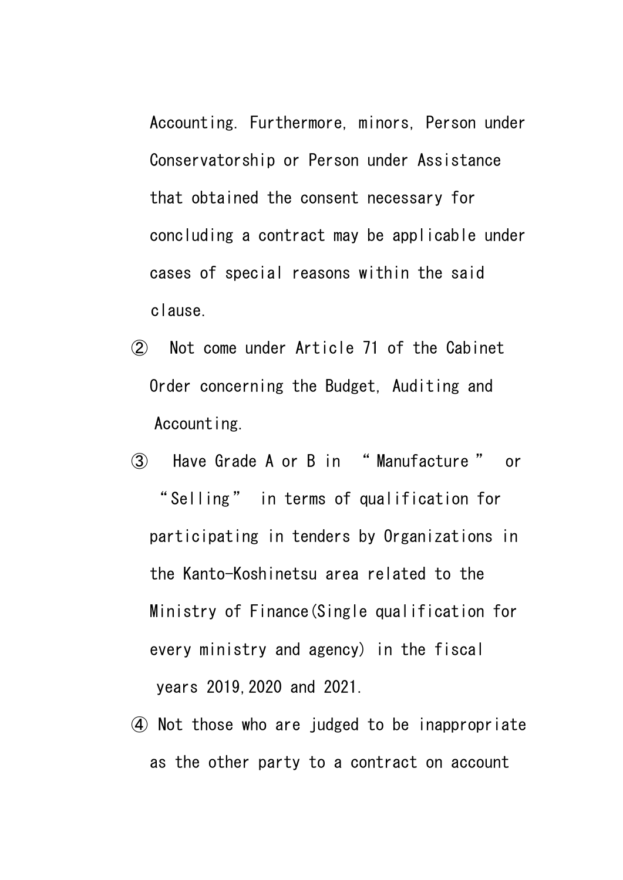Accounting. Furthermore, minors, Person under Conservatorship or Person under Assistance that obtained the consent necessary for concluding a contract may be applicable under cases of special reasons within the said clause.

② Not come under Article 71 of the Cabinet Order concerning the Budget, Auditing and Accounting.

③ Have Grade A or B in "Manufacture" or "Selling" in terms of qualification for participating in tenders by Organizations in the Kanto-Koshinetsu area related to the Ministry of Finance(Single qualification for every ministry and agency) in the fiscal years 2019,2020 and 2021.

④ Not those who are judged to be inappropriate as the other party to a contract on account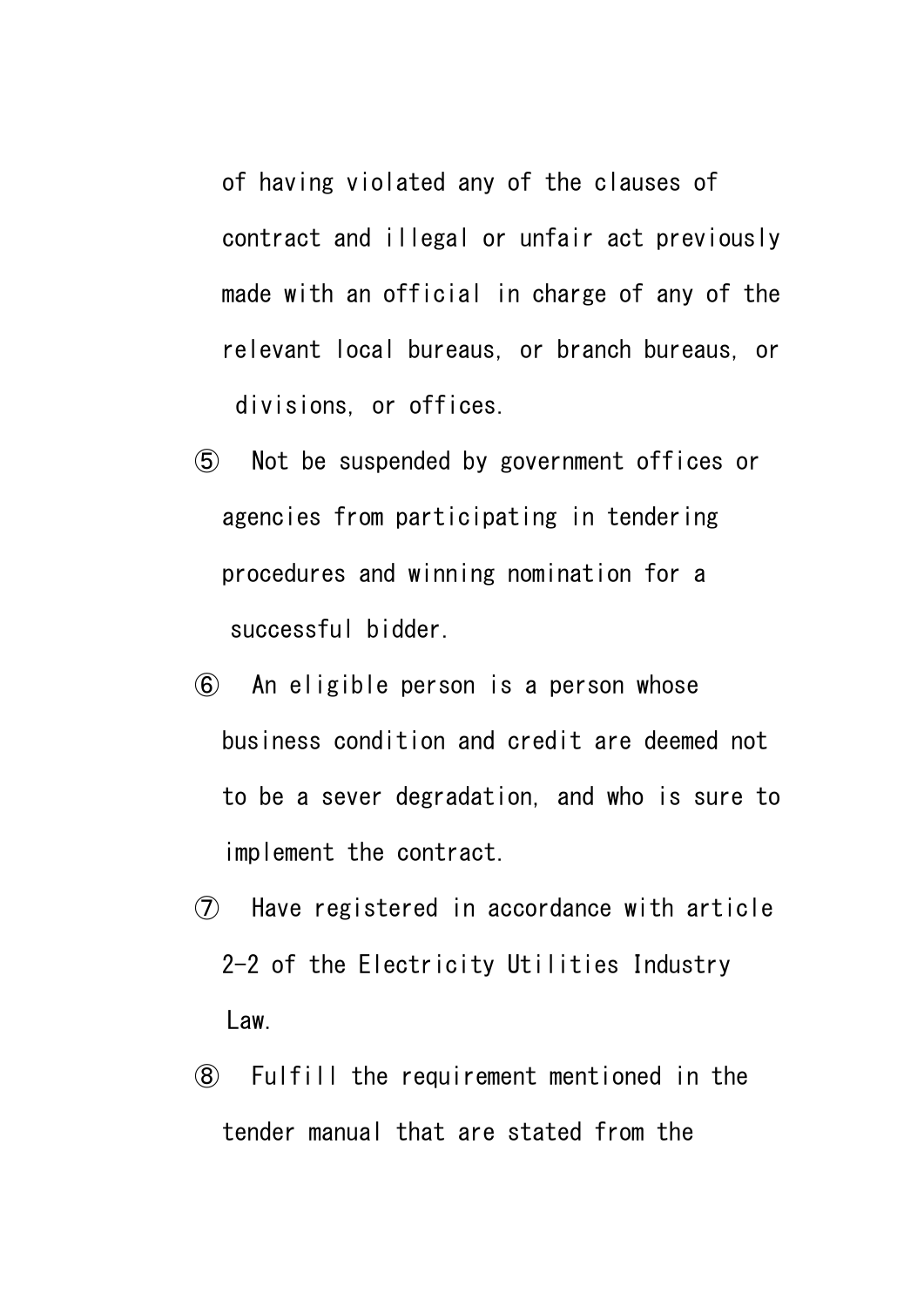of having violated any of the clauses of contract and illegal or unfair act previously made with an official in charge of any of the relevant local bureaus, or branch bureaus, or divisions, or offices.

⑤ Not be suspended by government offices or agencies from participating in tendering procedures and winning nomination for a successful bidder.

⑥ An eligible person is a person whose business condition and credit are deemed not to be a sever degradation, and who is sure to implement the contract.

⑦ Have registered in accordance with article 2-2 of the Electricity Utilities Industry Law.

⑧ Fulfill the requirement mentioned in the tender manual that are stated from the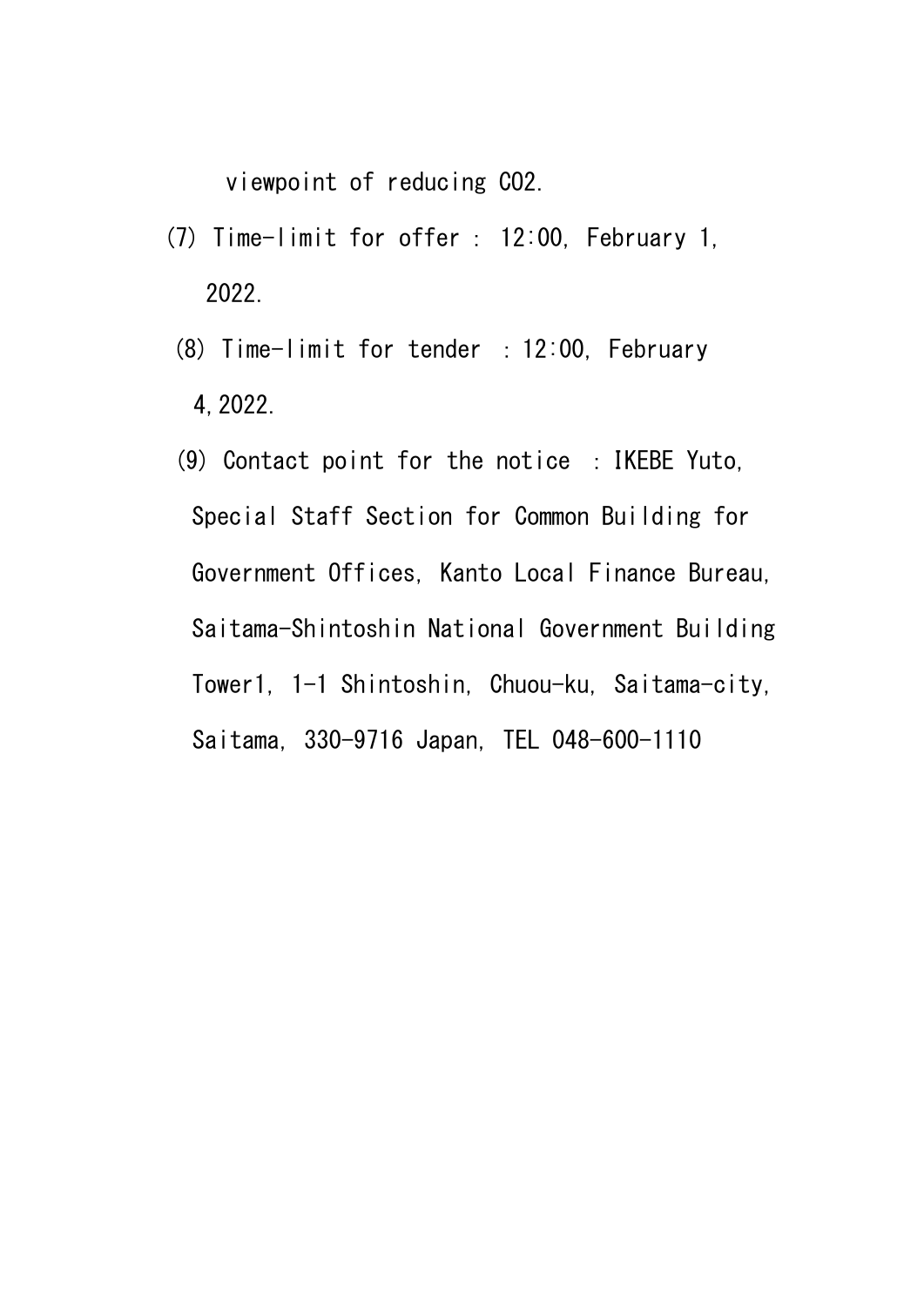viewpoint of reducing $CO_2$.

(7) Time-limit for offer : 12:00, February 1, 2022.

(8) Time-limit for tender : 12:00, February 4,2022.

(9) Contact point for the notice : IKEBE Yuto, Special Staff Section for Common Building for Government Offices, Kanto Local Finance Bureau, Saitama-Shintoshin National Government Building Tower1, 1-1 Shintoshin, Chuou-ku, Saitama-city, Saitama, 330-9716 Japan, TEL 048-600-1110